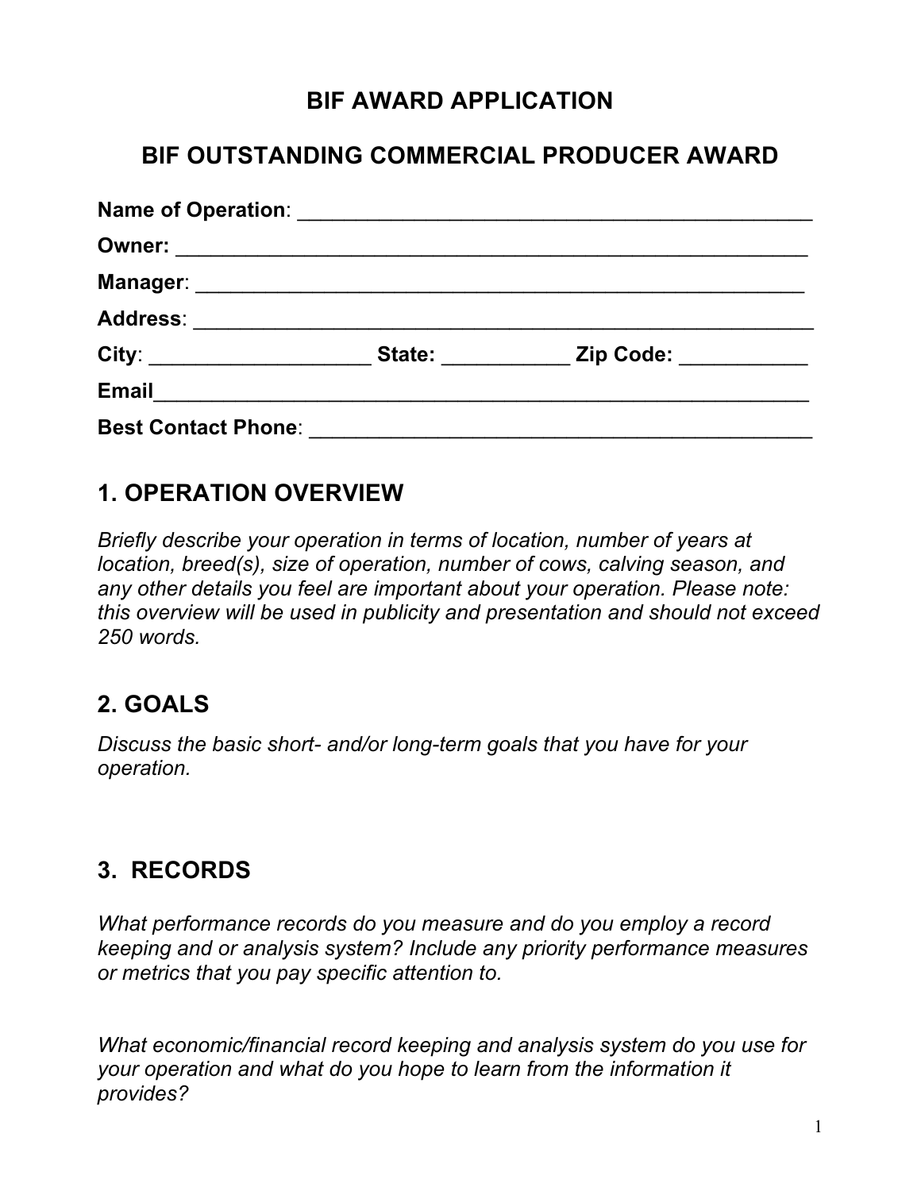# BIF AWARD APPLICATION

## BIF OUTSTANDING COMMERCIAL PRODUCER AWARD

**Name of Operation**: _______________________________________________

**Owner:** __________________________________________________________

**Manager**: ________________________________________________________

**Address**: ________________________________________________________

**City**: ____________________ **State:** ___________ **Zip Code:** ___________

**Email**___________________________________________________________

**Best Contact Phone**: _______________________________________________

## 1. OPERATION OVERVIEW

*Briefly describe your operation in terms of location, number of years at location, breed(s), size of operation, number of cows, calving season, and any other details you feel are important about your operation. Please note: this overview will be used in publicity and presentation and should not exceed 250 words.*

## 2. GOALS

*Discuss the basic short- and/or long-term goals that you have for your operation.*

## 3. RECORDS

*What performance records do you measure and do you employ a record keeping and or analysis system? Include any priority performance measures or metrics that you pay specific attention to.*

*What economic/financial record keeping and analysis system do you use for your operation and what do you hope to learn from the information it provides?*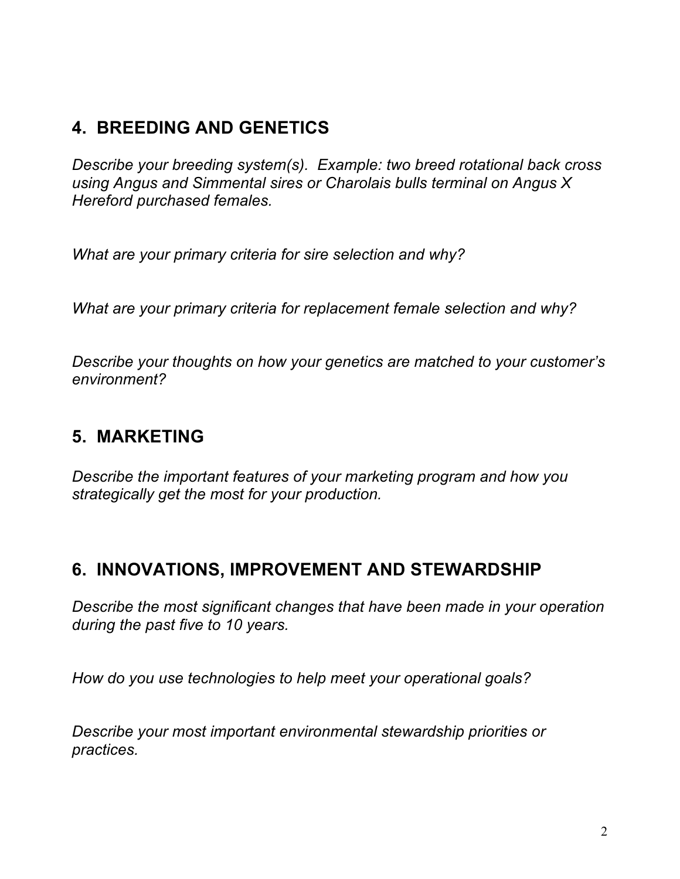## 4. BREEDING AND GENETICS

*Describe your breeding system(s). Example: two breed rotational back cross using Angus and Simmental sires or Charolais bulls terminal on Angus X Hereford purchased females.*

*What are your primary criteria for sire selection and why?*

*What are your primary criteria for replacement female selection and why?*

*Describe your thoughts on how your genetics are matched to your customer's environment?*

## 5. MARKETING

*Describe the important features of your marketing program and how you strategically get the most for your production.*

## 6. INNOVATIONS, IMPROVEMENT AND STEWARDSHIP

*Describe the most significant changes that have been made in your operation during the past five to 10 years.*

*How do you use technologies to help meet your operational goals?*

*Describe your most important environmental stewardship priorities or practices.*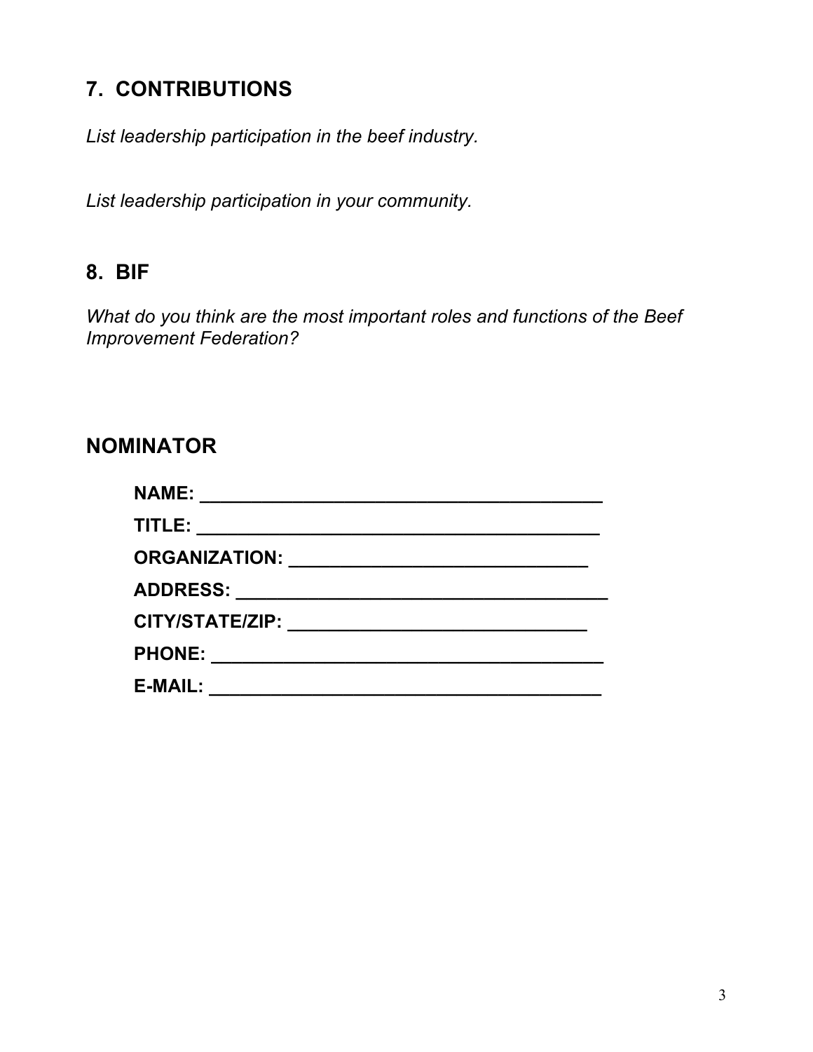## 7. CONTRIBUTIONS

*List leadership participation in the beef industry.*

*List leadership participation in your community.*

## 8. BIF

*What do you think are the most important roles and functions of the Beef Improvement Federation?*

## NOMINATOR

**NAME: ________________________________________**

**TITLE: ________________________________________**

**ORGANIZATION: _____________________________**

**ADDRESS: _____________________________________**

**CITY/STATE/ZIP: _____________________________**

**PHONE: _______________________________________**

**E-MAIL: _______________________________________**